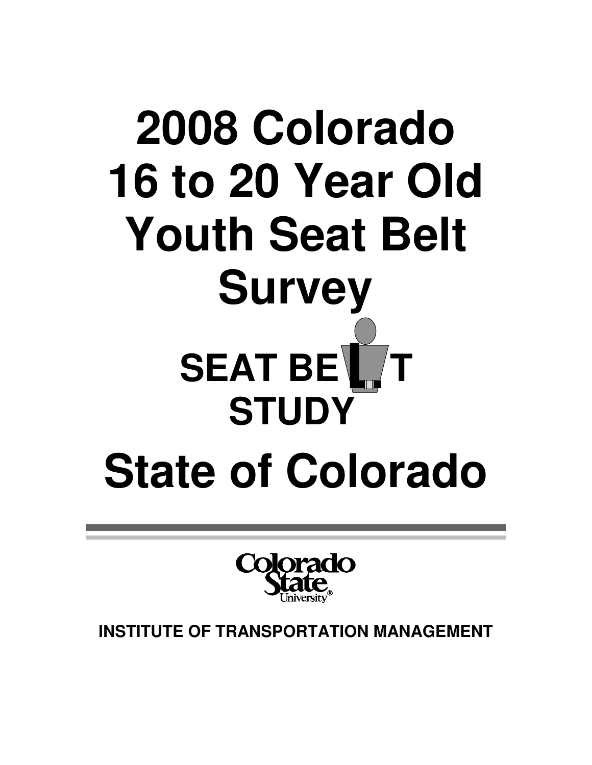# 2008 Colorado 16 to 20 Year Old Youth Seat Belt Survey

## SEAT BELT STUDY

# State of Colorado

Colorado State University

**INSTITUTE OF TRANSPORTATION MANAGEMENT**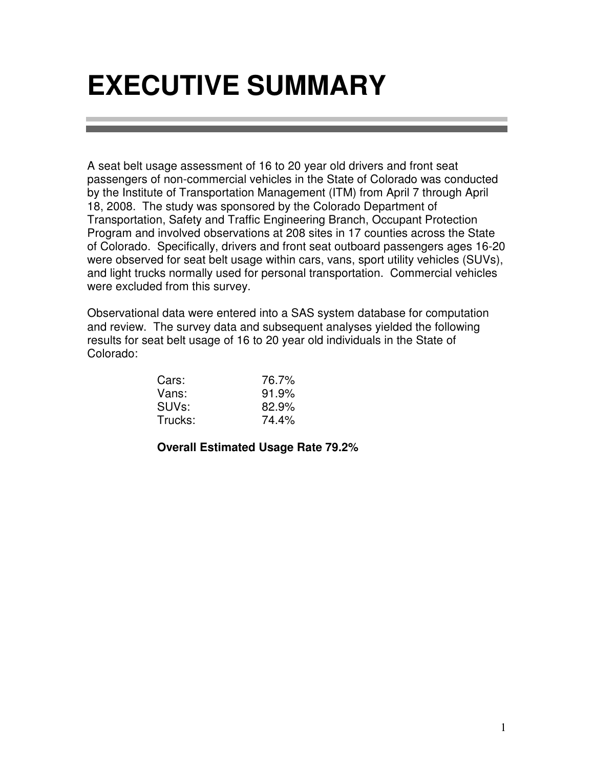# EXECUTIVE SUMMARY

A seat belt usage assessment of 16 to 20 year old drivers and front seat passengers of non-commercial vehicles in the State of Colorado was conducted by the Institute of Transportation Management (ITM) from April 7 through April 18, 2008. The study was sponsored by the Colorado Department of Transportation, Safety and Traffic Engineering Branch, Occupant Protection Program and involved observations at 208 sites in 17 counties across the State of Colorado. Specifically, drivers and front seat outboard passengers ages 16-20 were observed for seat belt usage within cars, vans, sport utility vehicles (SUVs), and light trucks normally used for personal transportation. Commercial vehicles were excluded from this survey.

Observational data were entered into a SAS system database for computation and review. The survey data and subsequent analyses yielded the following results for seat belt usage of 16 to 20 year old individuals in the State of Colorado:

| | |
|---|---|
| Cars: | 76.7% |
| Vans: | 91.9% |
| SUVs: | 82.9% |
| Trucks: | 74.4% |

**Overall Estimated Usage Rate 79.2%**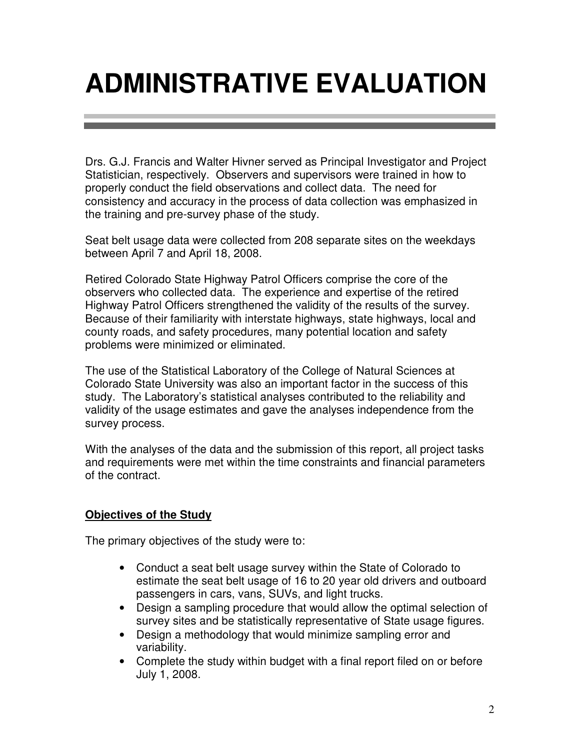# ADMINISTRATIVE EVALUATION

Drs. G.J. Francis and Walter Hivner served as Principal Investigator and Project Statistician, respectively. Observers and supervisors were trained in how to properly conduct the field observations and collect data. The need for consistency and accuracy in the process of data collection was emphasized in the training and pre-survey phase of the study.

Seat belt usage data were collected from 208 separate sites on the weekdays between April 7 and April 18, 2008.

Retired Colorado State Highway Patrol Officers comprise the core of the observers who collected data. The experience and expertise of the retired Highway Patrol Officers strengthened the validity of the results of the survey. Because of their familiarity with interstate highways, state highways, local and county roads, and safety procedures, many potential location and safety problems were minimized or eliminated.

The use of the Statistical Laboratory of the College of Natural Sciences at Colorado State University was also an important factor in the success of this study. The Laboratory's statistical analyses contributed to the reliability and validity of the usage estimates and gave the analyses independence from the survey process.

With the analyses of the data and the submission of this report, all project tasks and requirements were met within the time constraints and financial parameters of the contract.

**Objectives of the Study**

The primary objectives of the study were to:

- Conduct a seat belt usage survey within the State of Colorado to estimate the seat belt usage of 16 to 20 year old drivers and outboard passengers in cars, vans, SUVs, and light trucks.
- Design a sampling procedure that would allow the optimal selection of survey sites and be statistically representative of State usage figures.
- Design a methodology that would minimize sampling error and variability.
- Complete the study within budget with a final report filed on or before July 1, 2008.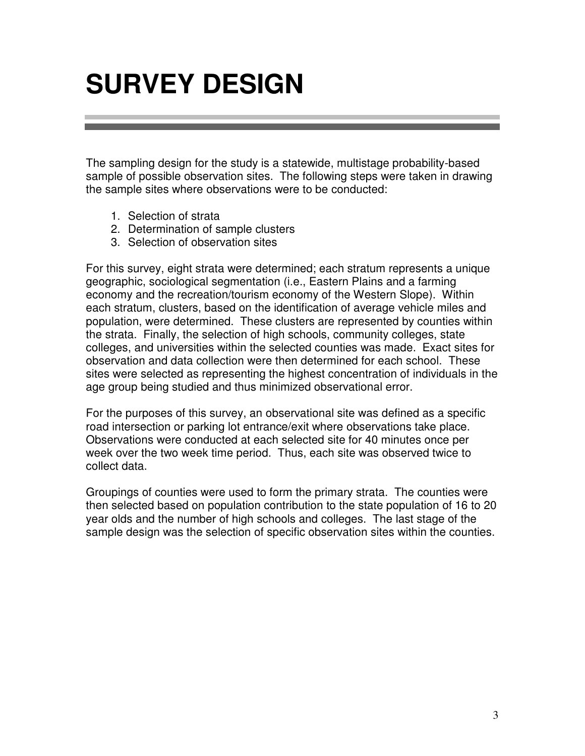# SURVEY DESIGN

The sampling design for the study is a statewide, multistage probability-based sample of possible observation sites. The following steps were taken in drawing the sample sites where observations were to be conducted:

1. Selection of strata
2. Determination of sample clusters
3. Selection of observation sites

For this survey, eight strata were determined; each stratum represents a unique geographic, sociological segmentation (i.e., Eastern Plains and a farming economy and the recreation/tourism economy of the Western Slope). Within each stratum, clusters, based on the identification of average vehicle miles and population, were determined. These clusters are represented by counties within the strata. Finally, the selection of high schools, community colleges, state colleges, and universities within the selected counties was made. Exact sites for observation and data collection were then determined for each school. These sites were selected as representing the highest concentration of individuals in the age group being studied and thus minimized observational error.

For the purposes of this survey, an observational site was defined as a specific road intersection or parking lot entrance/exit where observations take place. Observations were conducted at each selected site for 40 minutes once per week over the two week time period. Thus, each site was observed twice to collect data.

Groupings of counties were used to form the primary strata. The counties were then selected based on population contribution to the state population of 16 to 20 year olds and the number of high schools and colleges. The last stage of the sample design was the selection of specific observation sites within the counties.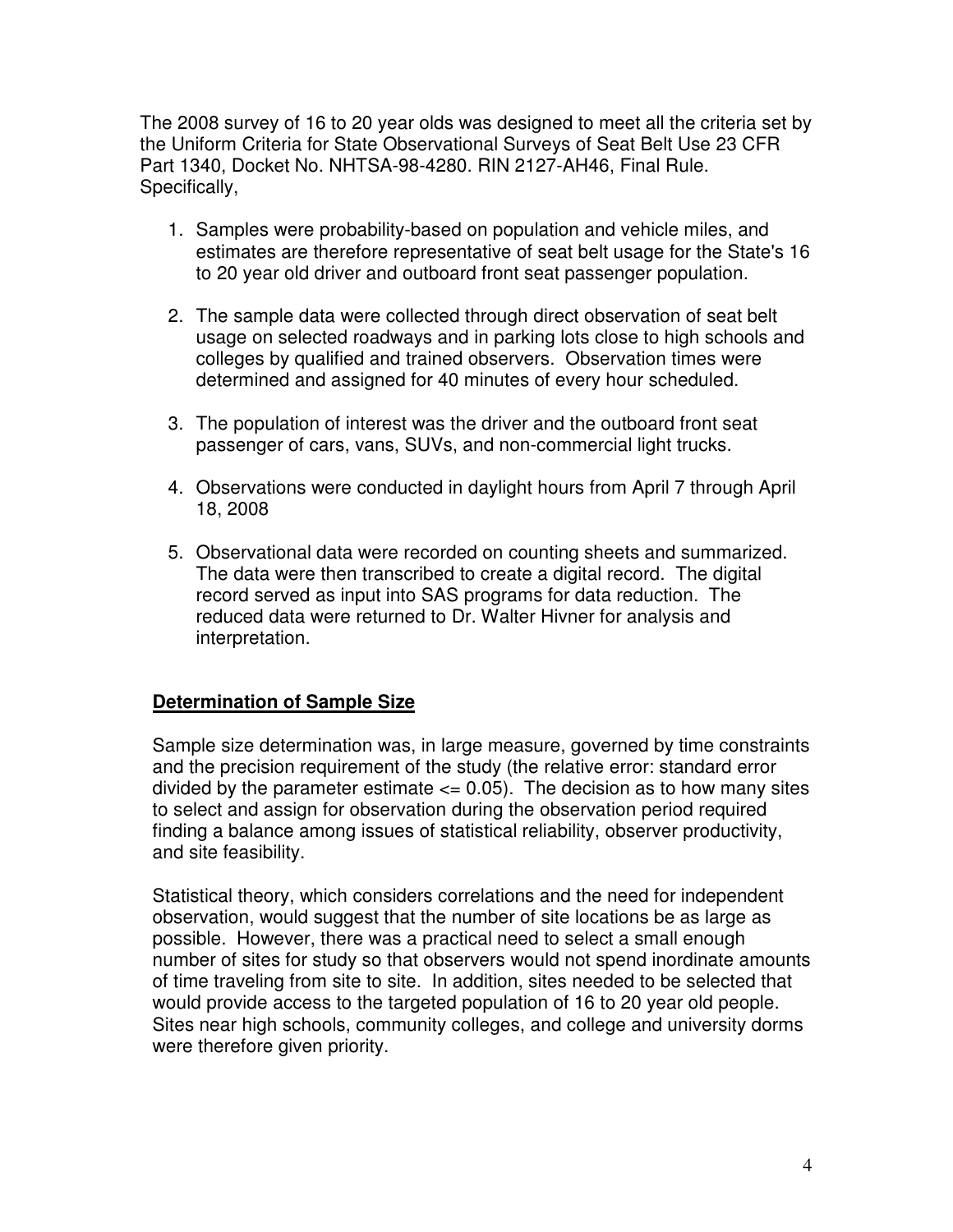The 2008 survey of 16 to 20 year olds was designed to meet all the criteria set by the Uniform Criteria for State Observational Surveys of Seat Belt Use 23 CFR Part 1340, Docket No. NHTSA-98-4280. RIN 2127-AH46, Final Rule. Specifically,

1. Samples were probability-based on population and vehicle miles, and estimates are therefore representative of seat belt usage for the State's 16 to 20 year old driver and outboard front seat passenger population.

2. The sample data were collected through direct observation of seat belt usage on selected roadways and in parking lots close to high schools and colleges by qualified and trained observers. Observation times were determined and assigned for 40 minutes of every hour scheduled.

3. The population of interest was the driver and the outboard front seat passenger of cars, vans, SUVs, and non-commercial light trucks.

4. Observations were conducted in daylight hours from April 7 through April 18, 2008

5. Observational data were recorded on counting sheets and summarized. The data were then transcribed to create a digital record. The digital record served as input into SAS programs for data reduction. The reduced data were returned to Dr. Walter Hivner for analysis and interpretation.

## **Determination of Sample Size**

Sample size determination was, in large measure, governed by time constraints and the precision requirement of the study (the relative error: standard error divided by the parameter estimate $<= 0.05$). The decision as to how many sites to select and assign for observation during the observation period required finding a balance among issues of statistical reliability, observer productivity, and site feasibility.

Statistical theory, which considers correlations and the need for independent observation, would suggest that the number of site locations be as large as possible. However, there was a practical need to select a small enough number of sites for study so that observers would not spend inordinate amounts of time traveling from site to site. In addition, sites needed to be selected that would provide access to the targeted population of 16 to 20 year old people. Sites near high schools, community colleges, and college and university dorms were therefore given priority.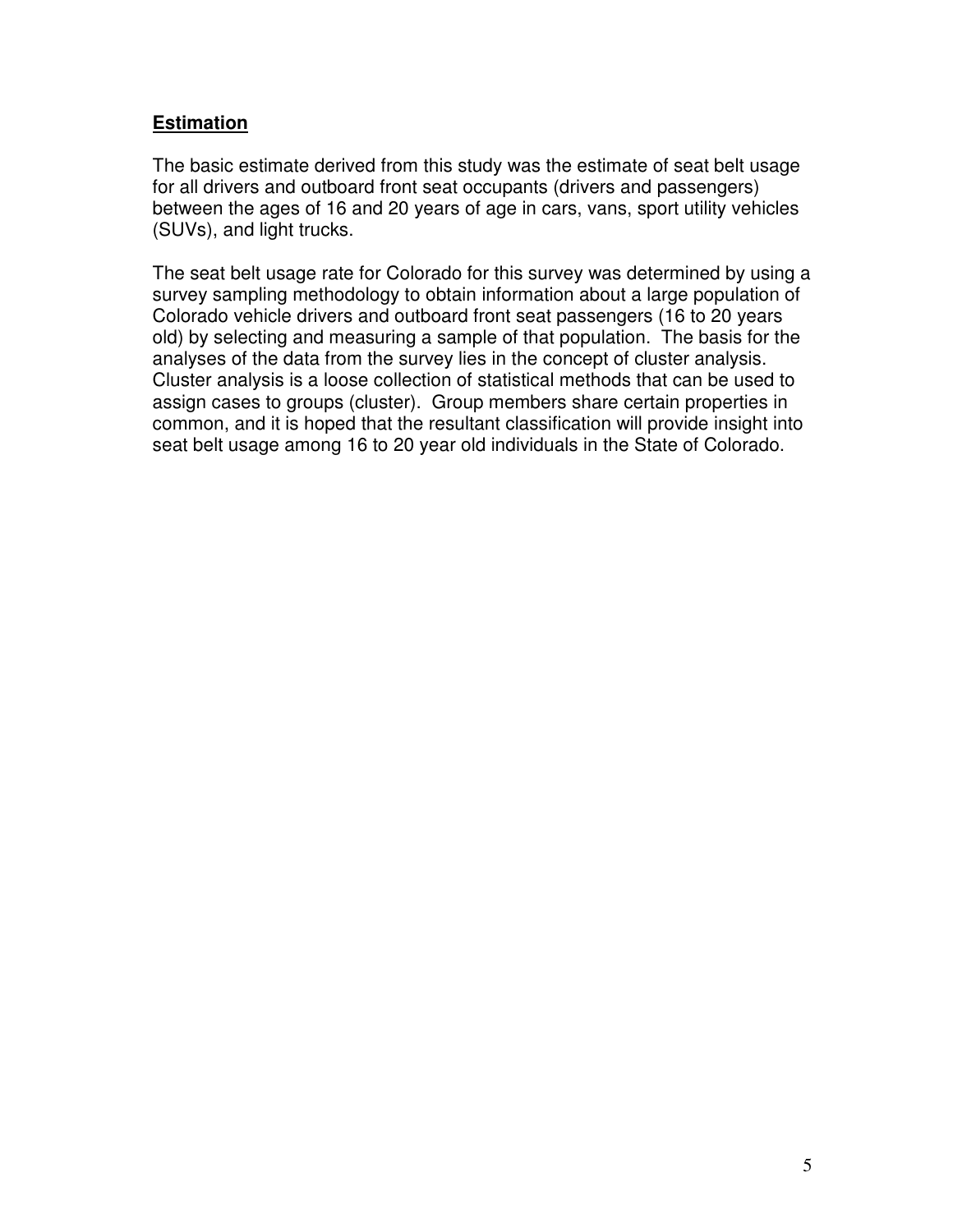## **Estimation**

The basic estimate derived from this study was the estimate of seat belt usage for all drivers and outboard front seat occupants (drivers and passengers) between the ages of 16 and 20 years of age in cars, vans, sport utility vehicles (SUVs), and light trucks.

The seat belt usage rate for Colorado for this survey was determined by using a survey sampling methodology to obtain information about a large population of Colorado vehicle drivers and outboard front seat passengers (16 to 20 years old) by selecting and measuring a sample of that population. The basis for the analyses of the data from the survey lies in the concept of cluster analysis. Cluster analysis is a loose collection of statistical methods that can be used to assign cases to groups (cluster). Group members share certain properties in common, and it is hoped that the resultant classification will provide insight into seat belt usage among 16 to 20 year old individuals in the State of Colorado.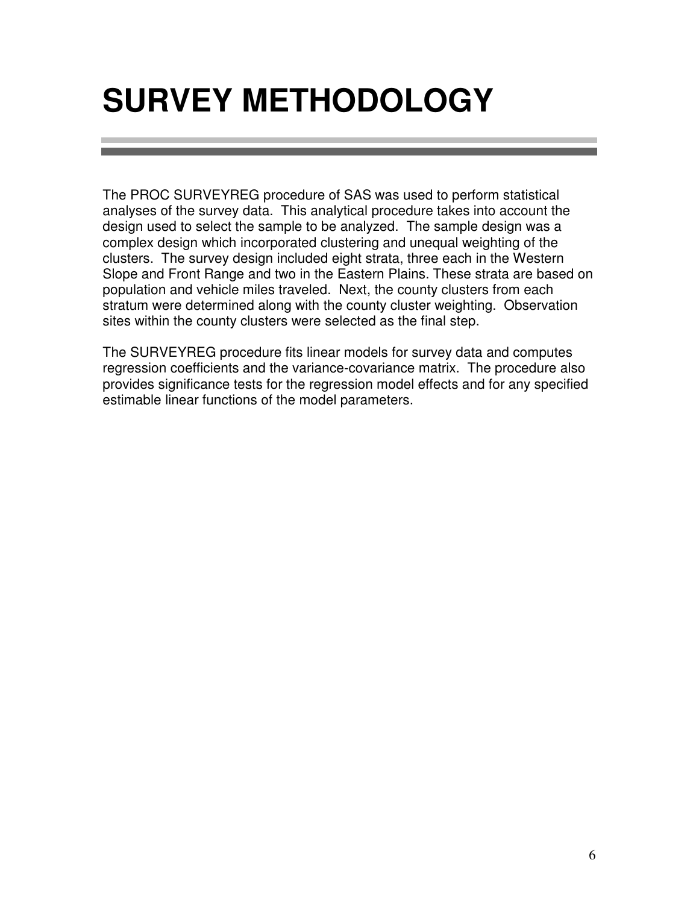# SURVEY METHODOLOGY

The PROC SURVEYREG procedure of SAS was used to perform statistical analyses of the survey data. This analytical procedure takes into account the design used to select the sample to be analyzed. The sample design was a complex design which incorporated clustering and unequal weighting of the clusters. The survey design included eight strata, three each in the Western Slope and Front Range and two in the Eastern Plains. These strata are based on population and vehicle miles traveled. Next, the county clusters from each stratum were determined along with the county cluster weighting. Observation sites within the county clusters were selected as the final step.

The SURVEYREG procedure fits linear models for survey data and computes regression coefficients and the variance-covariance matrix. The procedure also provides significance tests for the regression model effects and for any specified estimable linear functions of the model parameters.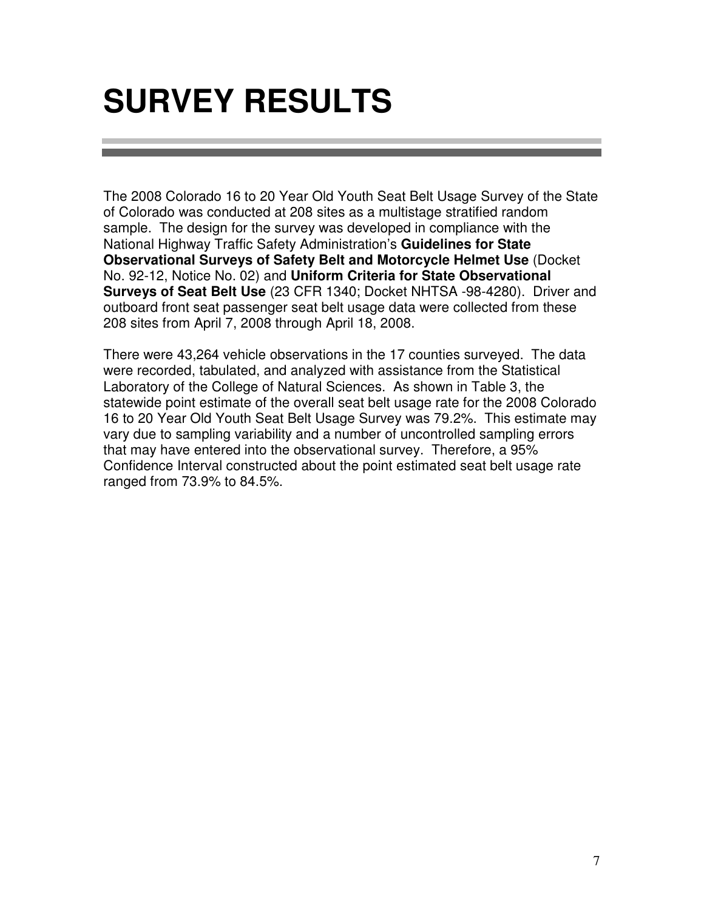# SURVEY RESULTS

The 2008 Colorado 16 to 20 Year Old Youth Seat Belt Usage Survey of the State of Colorado was conducted at 208 sites as a multistage stratified random sample. The design for the survey was developed in compliance with the National Highway Traffic Safety Administration's **Guidelines for State Observational Surveys of Safety Belt and Motorcycle Helmet Use** (Docket No. 92-12, Notice No. 02) and **Uniform Criteria for State Observational Surveys of Seat Belt Use** (23 CFR 1340; Docket NHTSA -98-4280). Driver and outboard front seat passenger seat belt usage data were collected from these 208 sites from April 7, 2008 through April 18, 2008.

There were 43,264 vehicle observations in the 17 counties surveyed. The data were recorded, tabulated, and analyzed with assistance from the Statistical Laboratory of the College of Natural Sciences. As shown in Table 3, the statewide point estimate of the overall seat belt usage rate for the 2008 Colorado 16 to 20 Year Old Youth Seat Belt Usage Survey was 79.2%. This estimate may vary due to sampling variability and a number of uncontrolled sampling errors that may have entered into the observational survey. Therefore, a 95% Confidence Interval constructed about the point estimated seat belt usage rate ranged from 73.9% to 84.5%.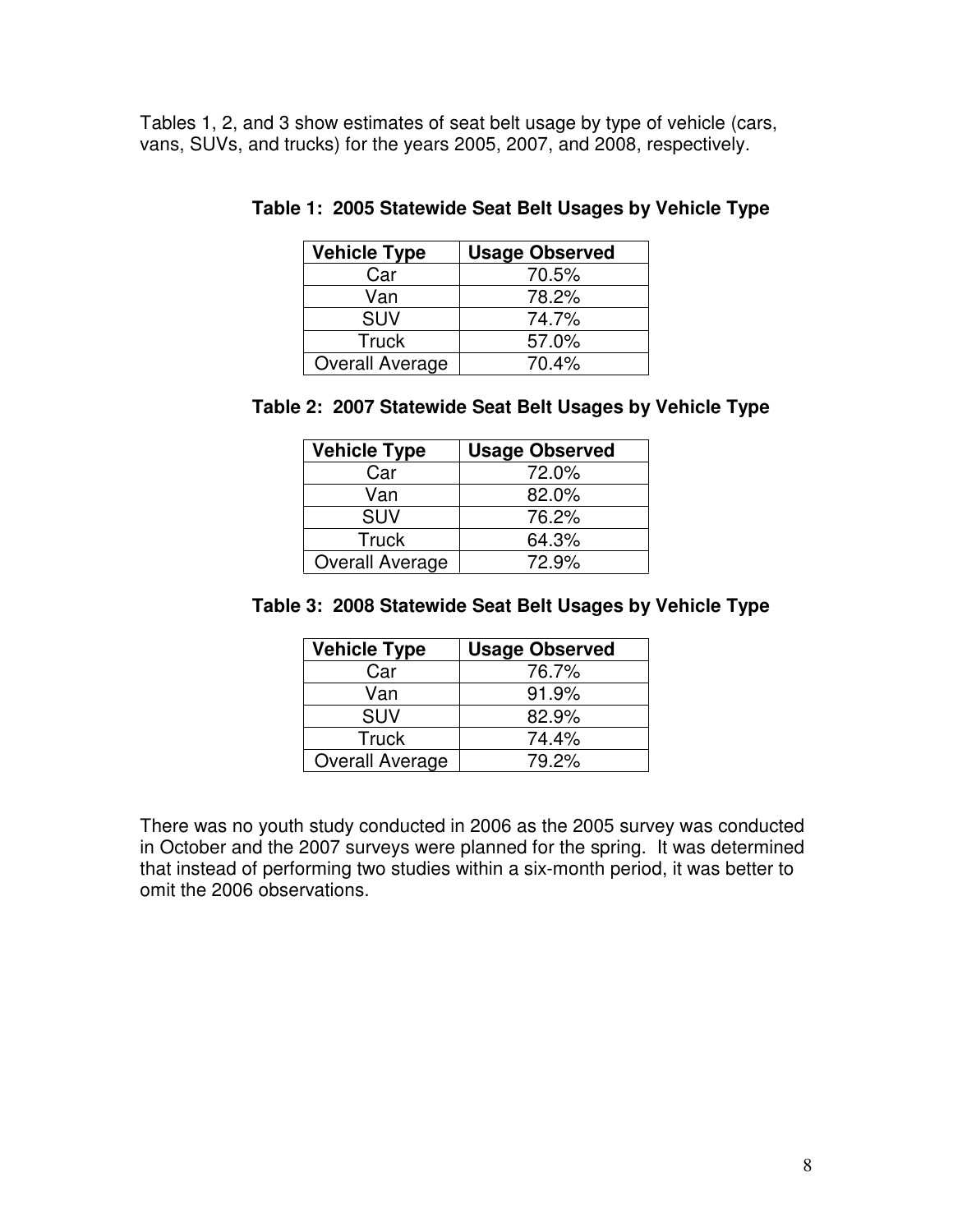Tables 1, 2, and 3 show estimates of seat belt usage by type of vehicle (cars, vans, SUVs, and trucks) for the years 2005, 2007, and 2008, respectively.

**Table 1: 2005 Statewide Seat Belt Usages by Vehicle Type**

| Vehicle Type | Usage Observed |
|---|---|
| Car | 70.5% |
| Van | 78.2% |
| SUV | 74.7% |
| Truck | 57.0% |
| Overall Average | 70.4% |

**Table 2: 2007 Statewide Seat Belt Usages by Vehicle Type**

| Vehicle Type | Usage Observed |
|---|---|
| Car | 72.0% |
| Van | 82.0% |
| SUV | 76.2% |
| Truck | 64.3% |
| Overall Average | 72.9% |

**Table 3: 2008 Statewide Seat Belt Usages by Vehicle Type**

| Vehicle Type | Usage Observed |
|---|---|
| Car | 76.7% |
| Van | 91.9% |
| SUV | 82.9% |
| Truck | 74.4% |
| Overall Average | 79.2% |

There was no youth study conducted in 2006 as the 2005 survey was conducted in October and the 2007 surveys were planned for the spring. It was determined that instead of performing two studies within a six-month period, it was better to omit the 2006 observations.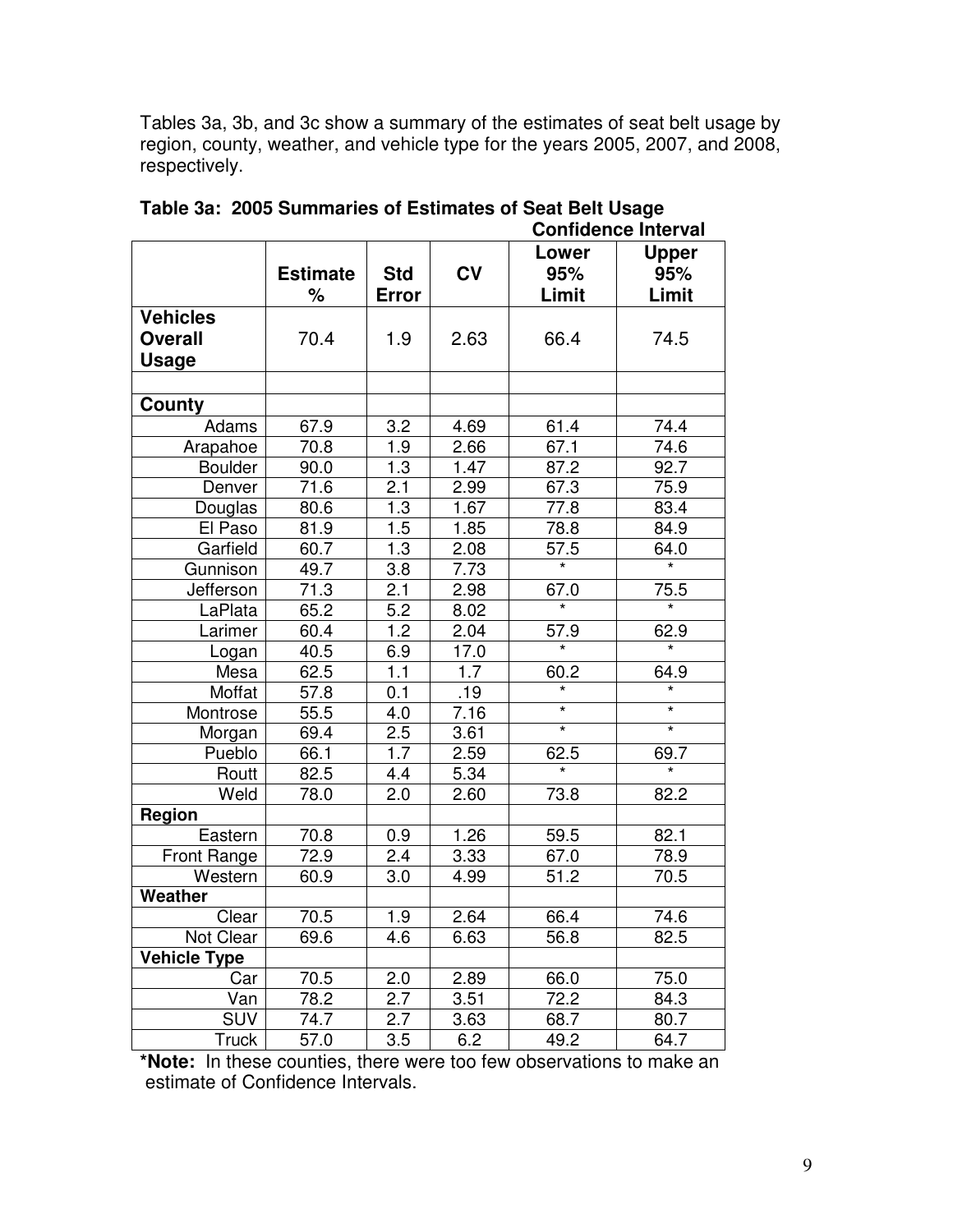Tables 3a, 3b, and 3c show a summary of the estimates of seat belt usage by region, county, weather, and vehicle type for the years 2005, 2007, and 2008, respectively.

**Table 3a: 2005 Summaries of Estimates of Seat Belt Usage**

| | | | | Confidence Interval | |
|---|---|---|---|---|---|
| | **Estimate %** | **Std Error** | **CV** | **Lower 95% Limit** | **Upper 95% Limit** |
| **Vehicles Overall Usage** | 70.4 | 1.9 | 2.63 | 66.4 | 74.5 |
| | | | | | |
| **County** | | | | | |
| Adams | 67.9 | 3.2 | 4.69 | 61.4 | 74.4 |
| Arapahoe | 70.8 | 1.9 | 2.66 | 67.1 | 74.6 |
| Boulder | 90.0 | 1.3 | 1.47 | 87.2 | 92.7 |
| Denver | 71.6 | 2.1 | 2.99 | 67.3 | 75.9 |
| Douglas | 80.6 | 1.3 | 1.67 | 77.8 | 83.4 |
| El Paso | 81.9 | 1.5 | 1.85 | 78.8 | 84.9 |
| Garfield | 60.7 | 1.3 | 2.08 | 57.5 | 64.0 |
| Gunnison | 49.7 | 3.8 | 7.73 | * | * |
| Jefferson | 71.3 | 2.1 | 2.98 | 67.0 | 75.5 |
| LaPlata | 65.2 | 5.2 | 8.02 | * | * |
| Larimer | 60.4 | 1.2 | 2.04 | 57.9 | 62.9 |
| Logan | 40.5 | 6.9 | 17.0 | * | * |
| Mesa | 62.5 | 1.1 | 1.7 | 60.2 | 64.9 |
| Moffat | 57.8 | 0.1 | .19 | * | * |
| Montrose | 55.5 | 4.0 | 7.16 | * | * |
| Morgan | 69.4 | 2.5 | 3.61 | * | * |
| Pueblo | 66.1 | 1.7 | 2.59 | 62.5 | 69.7 |
| Routt | 82.5 | 4.4 | 5.34 | * | * |
| Weld | 78.0 | 2.0 | 2.60 | 73.8 | 82.2 |
| **Region** | | | | | |
| Eastern | 70.8 | 0.9 | 1.26 | 59.5 | 82.1 |
| Front Range | 72.9 | 2.4 | 3.33 | 67.0 | 78.9 |
| Western | 60.9 | 3.0 | 4.99 | 51.2 | 70.5 |
| **Weather** | | | | | |
| Clear | 70.5 | 1.9 | 2.64 | 66.4 | 74.6 |
| Not Clear | 69.6 | 4.6 | 6.63 | 56.8 | 82.5 |
| **Vehicle Type** | | | | | |
| Car | 70.5 | 2.0 | 2.89 | 66.0 | 75.0 |
| Van | 78.2 | 2.7 | 3.51 | 72.2 | 84.3 |
| SUV | 74.7 | 2.7 | 3.63 | 68.7 | 80.7 |
| Truck | 57.0 | 3.5 | 6.2 | 49.2 | 64.7 |

***Note:** In these counties, there were too few observations to make an estimate of Confidence Intervals.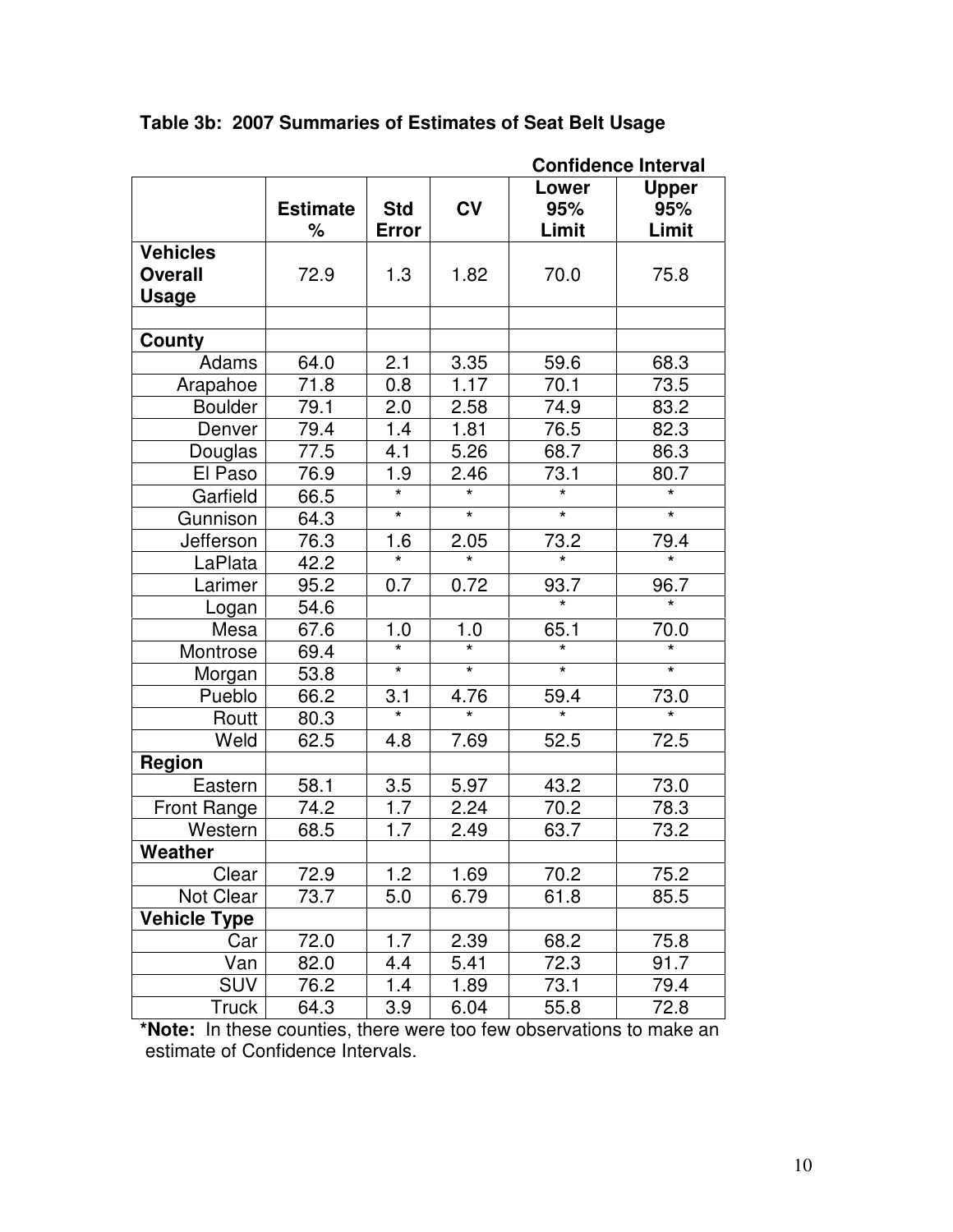**Table 3b: 2007 Summaries of Estimates of Seat Belt Usage**

| | Estimate % | Std Error | CV | Confidence Interval Lower 95% Limit | Upper 95% Limit |
|---|---|---|---|---|---|
| **Vehicles Overall Usage** | 72.9 | 1.3 | 1.82 | 70.0 | 75.8 |
| | | | | | |
| **County** | | | | | |
| Adams | 64.0 | 2.1 | 3.35 | 59.6 | 68.3 |
| Arapahoe | 71.8 | 0.8 | 1.17 | 70.1 | 73.5 |
| Boulder | 79.1 | 2.0 | 2.58 | 74.9 | 83.2 |
| Denver | 79.4 | 1.4 | 1.81 | 76.5 | 82.3 |
| Douglas | 77.5 | 4.1 | 5.26 | 68.7 | 86.3 |
| El Paso | 76.9 | 1.9 | 2.46 | 73.1 | 80.7 |
| Garfield | 66.5 | * | * | * | * |
| Gunnison | 64.3 | * | * | * | * |
| Jefferson | 76.3 | 1.6 | 2.05 | 73.2 | 79.4 |
| LaPlata | 42.2 | * | * | * | * |
| Larimer | 95.2 | 0.7 | 0.72 | 93.7 | 96.7 |
| Logan | 54.6 | | | * | * |
| Mesa | 67.6 | 1.0 | 1.0 | 65.1 | 70.0 |
| Montrose | 69.4 | * | * | * | * |
| Morgan | 53.8 | * | * | * | * |
| Pueblo | 66.2 | 3.1 | 4.76 | 59.4 | 73.0 |
| Routt | 80.3 | * | * | * | * |
| Weld | 62.5 | 4.8 | 7.69 | 52.5 | 72.5 |
| **Region** | | | | | |
| Eastern | 58.1 | 3.5 | 5.97 | 43.2 | 73.0 |
| Front Range | 74.2 | 1.7 | 2.24 | 70.2 | 78.3 |
| Western | 68.5 | 1.7 | 2.49 | 63.7 | 73.2 |
| **Weather** | | | | | |
| Clear | 72.9 | 1.2 | 1.69 | 70.2 | 75.2 |
| Not Clear | 73.7 | 5.0 | 6.79 | 61.8 | 85.5 |
| **Vehicle Type** | | | | | |
| Car | 72.0 | 1.7 | 2.39 | 68.2 | 75.8 |
| Van | 82.0 | 4.4 | 5.41 | 72.3 | 91.7 |
| SUV | 76.2 | 1.4 | 1.89 | 73.1 | 79.4 |
| Truck | 64.3 | 3.9 | 6.04 | 55.8 | 72.8 |

**\*Note:** In these counties, there were too few observations to make an estimate of Confidence Intervals.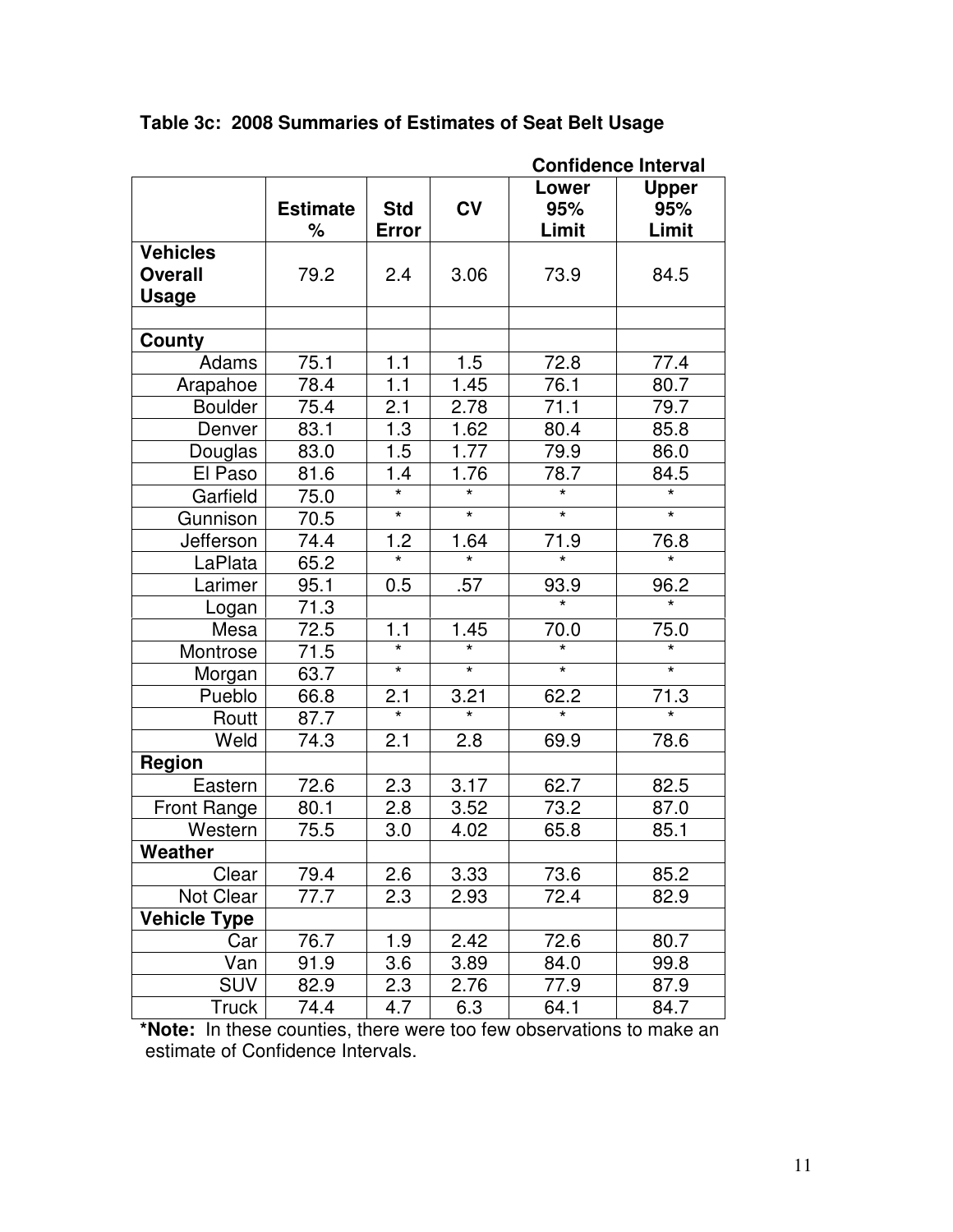**Table 3c: 2008 Summaries of Estimates of Seat Belt Usage**

| | Estimate % | Std Error | CV | Confidence Interval Lower 95% Limit | Confidence Interval Upper 95% Limit |
|---|---|---|---|---|---|
| **Vehicles Overall Usage** | 79.2 | 2.4 | 3.06 | 73.9 | 84.5 |
| | | | | | |
| **County** | | | | | |
| Adams | 75.1 | 1.1 | 1.5 | 72.8 | 77.4 |
| Arapahoe | 78.4 | 1.1 | 1.45 | 76.1 | 80.7 |
| Boulder | 75.4 | 2.1 | 2.78 | 71.1 | 79.7 |
| Denver | 83.1 | 1.3 | 1.62 | 80.4 | 85.8 |
| Douglas | 83.0 | 1.5 | 1.77 | 79.9 | 86.0 |
| El Paso | 81.6 | 1.4 | 1.76 | 78.7 | 84.5 |
| Garfield | 75.0 | * | * | * | * |
| Gunnison | 70.5 | * | * | * | * |
| Jefferson | 74.4 | 1.2 | 1.64 | 71.9 | 76.8 |
| LaPlata | 65.2 | * | * | * | * |
| Larimer | 95.1 | 0.5 | .57 | 93.9 | 96.2 |
| Logan | 71.3 | | | * | * |
| Mesa | 72.5 | 1.1 | 1.45 | 70.0 | 75.0 |
| Montrose | 71.5 | * | * | * | * |
| Morgan | 63.7 | * | * | * | * |
| Pueblo | 66.8 | 2.1 | 3.21 | 62.2 | 71.3 |
| Routt | 87.7 | * | * | * | * |
| Weld | 74.3 | 2.1 | 2.8 | 69.9 | 78.6 |
| **Region** | | | | | |
| Eastern | 72.6 | 2.3 | 3.17 | 62.7 | 82.5 |
| Front Range | 80.1 | 2.8 | 3.52 | 73.2 | 87.0 |
| Western | 75.5 | 3.0 | 4.02 | 65.8 | 85.1 |
| **Weather** | | | | | |
| Clear | 79.4 | 2.6 | 3.33 | 73.6 | 85.2 |
| Not Clear | 77.7 | 2.3 | 2.93 | 72.4 | 82.9 |
| **Vehicle Type** | | | | | |
| Car | 76.7 | 1.9 | 2.42 | 72.6 | 80.7 |
| Van | 91.9 | 3.6 | 3.89 | 84.0 | 99.8 |
| SUV | 82.9 | 2.3 | 2.76 | 77.9 | 87.9 |
| Truck | 74.4 | 4.7 | 6.3 | 64.1 | 84.7 |

***Note:** In these counties, there were too few observations to make an estimate of Confidence Intervals.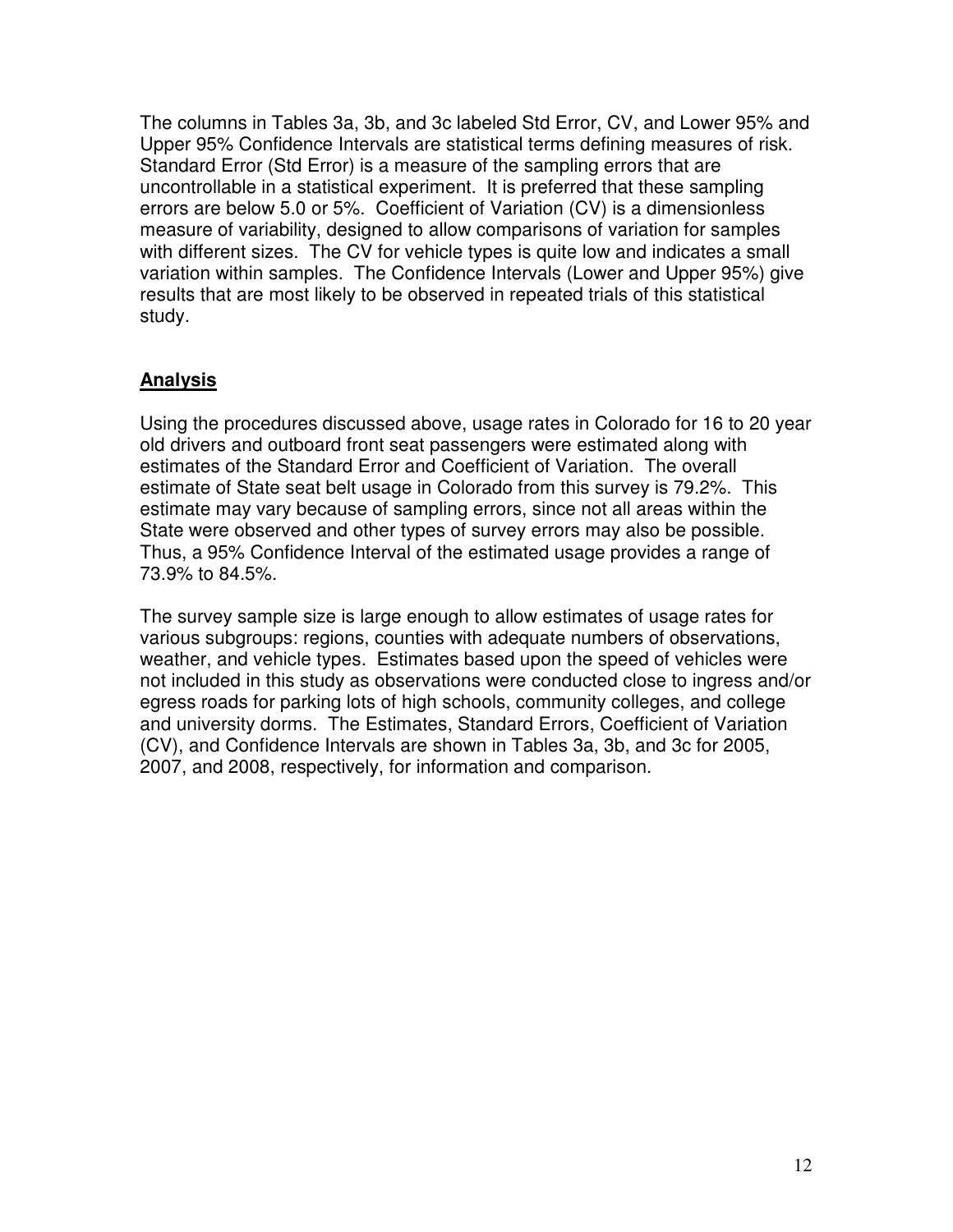The columns in Tables 3a, 3b, and 3c labeled Std Error, CV, and Lower 95% and Upper 95% Confidence Intervals are statistical terms defining measures of risk. Standard Error (Std Error) is a measure of the sampling errors that are uncontrollable in a statistical experiment. It is preferred that these sampling errors are below 5.0 or 5%. Coefficient of Variation (CV) is a dimensionless measure of variability, designed to allow comparisons of variation for samples with different sizes. The CV for vehicle types is quite low and indicates a small variation within samples. The Confidence Intervals (Lower and Upper 95%) give results that are most likely to be observed in repeated trials of this statistical study.

## **Analysis**

Using the procedures discussed above, usage rates in Colorado for 16 to 20 year old drivers and outboard front seat passengers were estimated along with estimates of the Standard Error and Coefficient of Variation. The overall estimate of State seat belt usage in Colorado from this survey is 79.2%. This estimate may vary because of sampling errors, since not all areas within the State were observed and other types of survey errors may also be possible. Thus, a 95% Confidence Interval of the estimated usage provides a range of 73.9% to 84.5%.

The survey sample size is large enough to allow estimates of usage rates for various subgroups: regions, counties with adequate numbers of observations, weather, and vehicle types. Estimates based upon the speed of vehicles were not included in this study as observations were conducted close to ingress and/or egress roads for parking lots of high schools, community colleges, and college and university dorms. The Estimates, Standard Errors, Coefficient of Variation (CV), and Confidence Intervals are shown in Tables 3a, 3b, and 3c for 2005, 2007, and 2008, respectively, for information and comparison.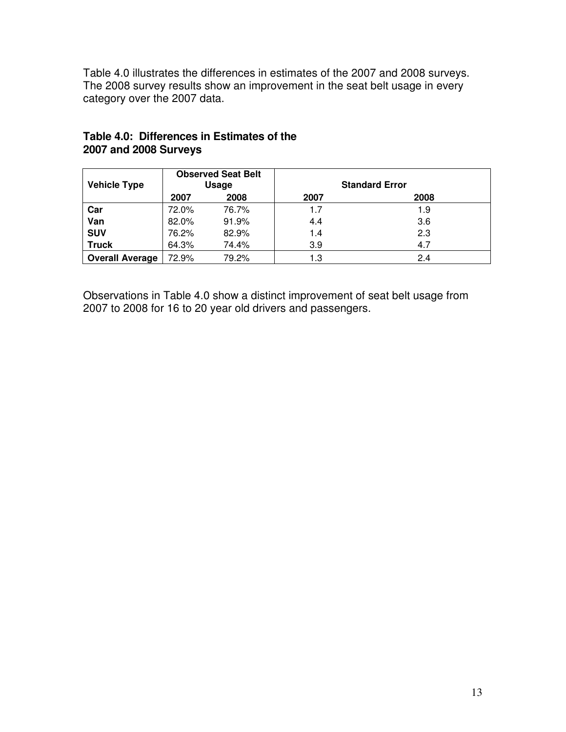Table 4.0 illustrates the differences in estimates of the 2007 and 2008 surveys. The 2008 survey results show an improvement in the seat belt usage in every category over the 2007 data.

**Table 4.0: Differences in Estimates of the 2007 and 2008 Surveys**

| Vehicle Type | Observed Seat Belt Usage | | Standard Error | |
|---|---|---|---|---|
| | 2007 | 2008 | 2007 | 2008 |
| **Car** | 72.0% | 76.7% | 1.7 | 1.9 |
| **Van** | 82.0% | 91.9% | 4.4 | 3.6 |
| **SUV** | 76.2% | 82.9% | 1.4 | 2.3 |
| **Truck** | 64.3% | 74.4% | 3.9 | 4.7 |
| **Overall Average** | 72.9% | 79.2% | 1.3 | 2.4 |

Observations in Table 4.0 show a distinct improvement of seat belt usage from 2007 to 2008 for 16 to 20 year old drivers and passengers.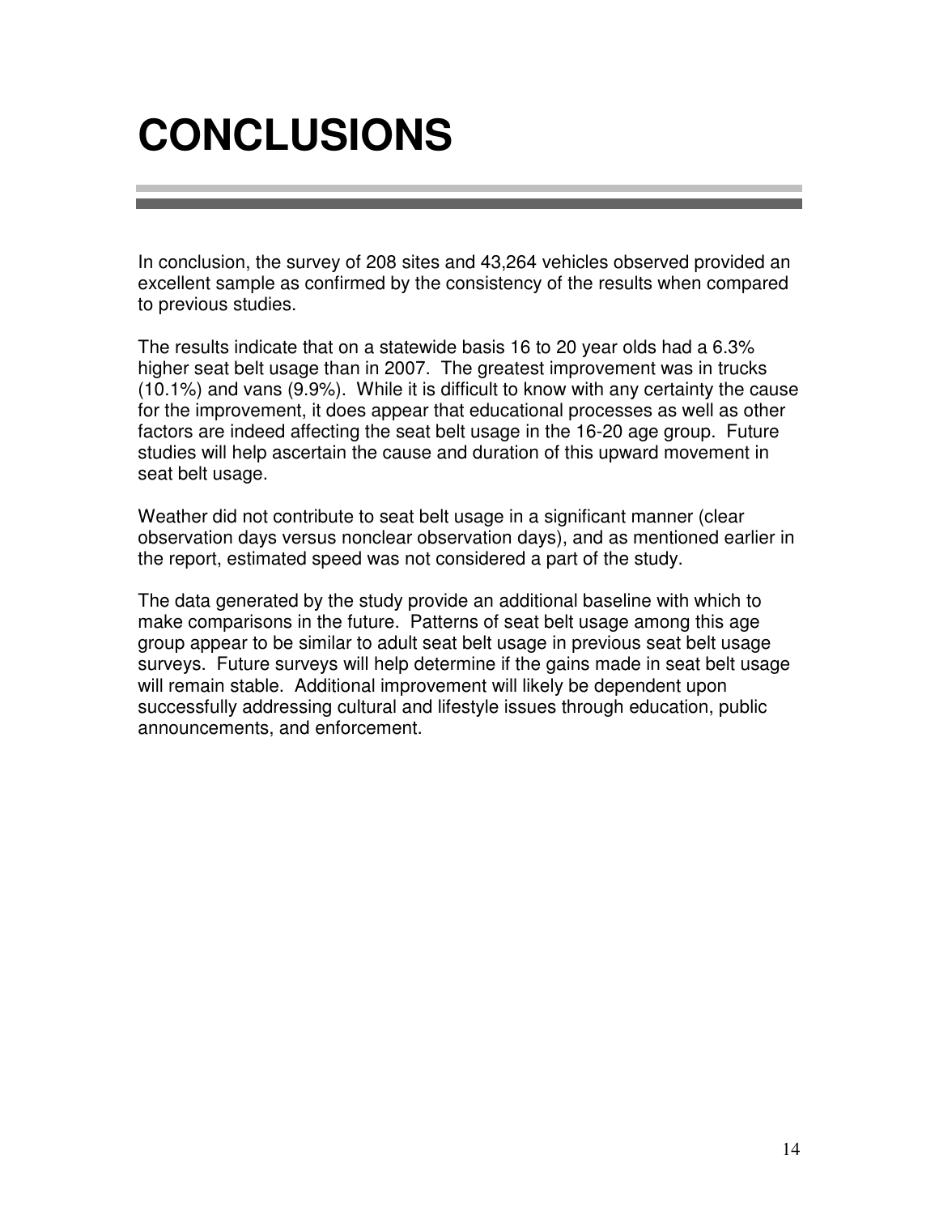# CONCLUSIONS

In conclusion, the survey of 208 sites and 43,264 vehicles observed provided an excellent sample as confirmed by the consistency of the results when compared to previous studies.

The results indicate that on a statewide basis 16 to 20 year olds had a 6.3% higher seat belt usage than in 2007. The greatest improvement was in trucks (10.1%) and vans (9.9%). While it is difficult to know with any certainty the cause for the improvement, it does appear that educational processes as well as other factors are indeed affecting the seat belt usage in the 16-20 age group. Future studies will help ascertain the cause and duration of this upward movement in seat belt usage.

Weather did not contribute to seat belt usage in a significant manner (clear observation days versus nonclear observation days), and as mentioned earlier in the report, estimated speed was not considered a part of the study.

The data generated by the study provide an additional baseline with which to make comparisons in the future. Patterns of seat belt usage among this age group appear to be similar to adult seat belt usage in previous seat belt usage surveys. Future surveys will help determine if the gains made in seat belt usage will remain stable. Additional improvement will likely be dependent upon successfully addressing cultural and lifestyle issues through education, public announcements, and enforcement.